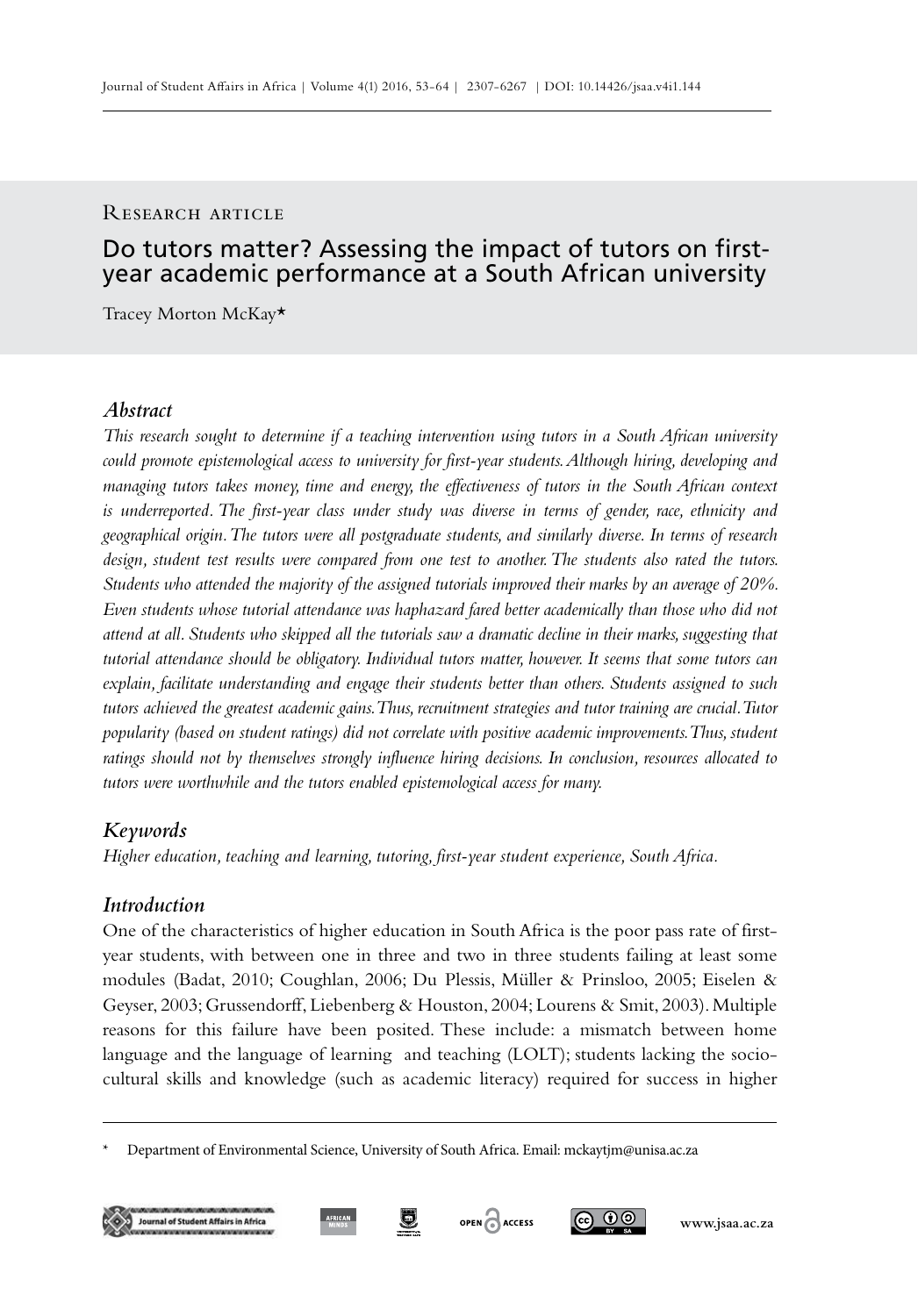Research article

# Do tutors matter? Assessing the impact of tutors on first-year academic performance at a South African university

Tracey Morton McKay*

## *Abstract*

*This research sought to determine if a teaching intervention using tutors in a South African university could promote epistemological access to university for first-year students. Although hiring, developing and managing tutors takes money, time and energy, the effectiveness of tutors in the South African context is underreported. The first-year class under study was diverse in terms of gender, race, ethnicity and geographical origin. The tutors were all postgraduate students, and similarly diverse. In terms of research design, student test results were compared from one test to another. The students also rated the tutors. Students who attended the majority of the assigned tutorials improved their marks by an average of 20%. Even students whose tutorial attendance was haphazard fared better academically than those who did not attend at all. Students who skipped all the tutorials saw a dramatic decline in their marks, suggesting that tutorial attendance should be obligatory. Individual tutors matter, however. It seems that some tutors can explain, facilitate understanding and engage their students better than others. Students assigned to such tutors achieved the greatest academic gains. Thus, recruitment strategies and tutor training are crucial. Tutor popularity (based on student ratings) did not correlate with positive academic improvements. Thus, student ratings should not by themselves strongly influence hiring decisions. In conclusion, resources allocated to tutors were worthwhile and the tutors enabled epistemological access for many.*

## *Keywords*

*Higher education, teaching and learning, tutoring, first-year student experience, South Africa.*

## *Introduction*

One of the characteristics of higher education in South Africa is the poor pass rate of first-year students, with between one in three and two in three students failing at least some modules (Badat, 2010; Coughlan, 2006; Du Plessis, Müller & Prinsloo, 2005; Eiselen & Geyser, 2003; Grussendorff, Liebenberg & Houston, 2004; Lourens & Smit, 2003). Multiple reasons for this failure have been posited. These include: a mismatch between home language and the language of learning and teaching (LOLT); students lacking the socio-cultural skills and knowledge (such as academic literacy) required for success in higher

---

\* Department of Environmental Science, University of South Africa. Email: mckaytjm@unisa.ac.za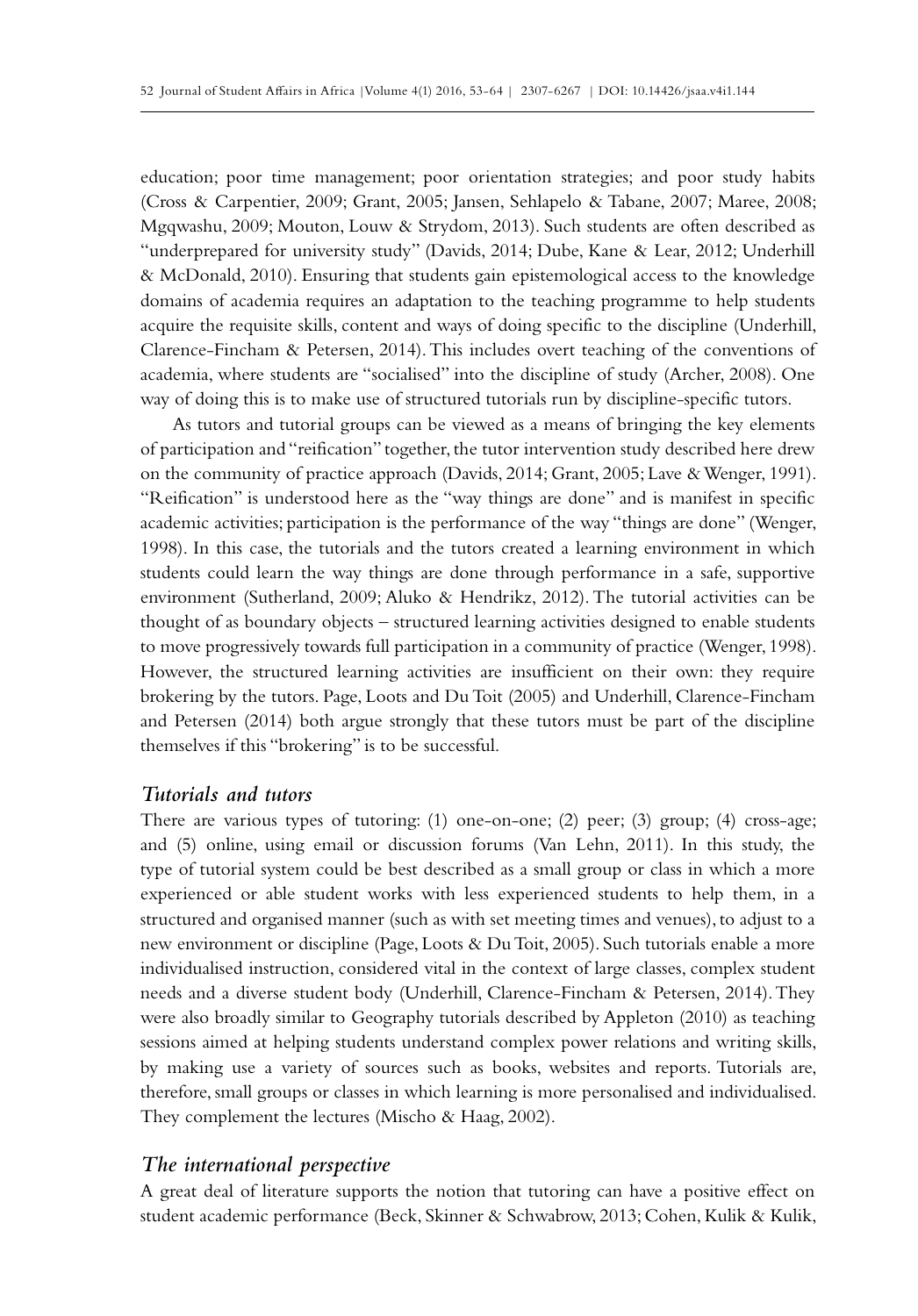education; poor time management; poor orientation strategies; and poor study habits (Cross & Carpentier, 2009; Grant, 2005; Jansen, Sehlapelo & Tabane, 2007; Maree, 2008; Mgqwashu, 2009; Mouton, Louw & Strydom, 2013). Such students are often described as "underprepared for university study" (Davids, 2014; Dube, Kane & Lear, 2012; Underhill & McDonald, 2010). Ensuring that students gain epistemological access to the knowledge domains of academia requires an adaptation to the teaching programme to help students acquire the requisite skills, content and ways of doing specific to the discipline (Underhill, Clarence-Fincham & Petersen, 2014). This includes overt teaching of the conventions of academia, where students are "socialised" into the discipline of study (Archer, 2008). One way of doing this is to make use of structured tutorials run by discipline-specific tutors.

As tutors and tutorial groups can be viewed as a means of bringing the key elements of participation and "reification" together, the tutor intervention study described here drew on the community of practice approach (Davids, 2014; Grant, 2005; Lave & Wenger, 1991). "Reification" is understood here as the "way things are done" and is manifest in specific academic activities; participation is the performance of the way "things are done" (Wenger, 1998). In this case, the tutorials and the tutors created a learning environment in which students could learn the way things are done through performance in a safe, supportive environment (Sutherland, 2009; Aluko & Hendrikz, 2012). The tutorial activities can be thought of as boundary objects – structured learning activities designed to enable students to move progressively towards full participation in a community of practice (Wenger, 1998). However, the structured learning activities are insufficient on their own: they require brokering by the tutors. Page, Loots and Du Toit (2005) and Underhill, Clarence-Fincham and Petersen (2014) both argue strongly that these tutors must be part of the discipline themselves if this "brokering" is to be successful.

### *Tutorials and tutors*

There are various types of tutoring: (1) one-on-one; (2) peer; (3) group; (4) cross-age; and (5) online, using email or discussion forums (Van Lehn, 2011). In this study, the type of tutorial system could be best described as a small group or class in which a more experienced or able student works with less experienced students to help them, in a structured and organised manner (such as with set meeting times and venues), to adjust to a new environment or discipline (Page, Loots & Du Toit, 2005). Such tutorials enable a more individualised instruction, considered vital in the context of large classes, complex student needs and a diverse student body (Underhill, Clarence-Fincham & Petersen, 2014). They were also broadly similar to Geography tutorials described by Appleton (2010) as teaching sessions aimed at helping students understand complex power relations and writing skills, by making use a variety of sources such as books, websites and reports. Tutorials are, therefore, small groups or classes in which learning is more personalised and individualised. They complement the lectures (Mischo & Haag, 2002).

### *The international perspective*

A great deal of literature supports the notion that tutoring can have a positive effect on student academic performance (Beck, Skinner & Schwabrow, 2013; Cohen, Kulik & Kulik,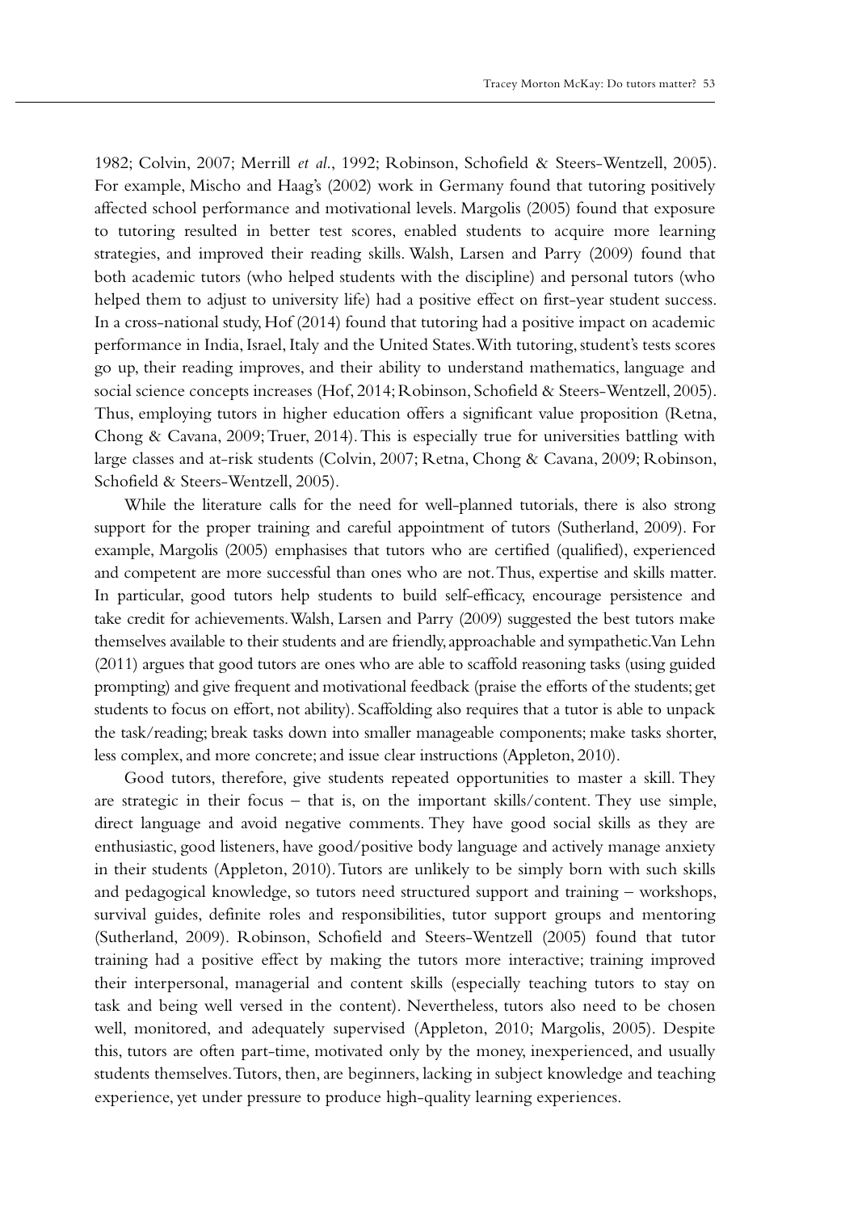1982; Colvin, 2007; Merrill *et al.*, 1992; Robinson, Schofield & Steers-Wentzell, 2005). For example, Mischo and Haag's (2002) work in Germany found that tutoring positively affected school performance and motivational levels. Margolis (2005) found that exposure to tutoring resulted in better test scores, enabled students to acquire more learning strategies, and improved their reading skills. Walsh, Larsen and Parry (2009) found that both academic tutors (who helped students with the discipline) and personal tutors (who helped them to adjust to university life) had a positive effect on first-year student success. In a cross-national study, Hof (2014) found that tutoring had a positive impact on academic performance in India, Israel, Italy and the United States. With tutoring, student's tests scores go up, their reading improves, and their ability to understand mathematics, language and social science concepts increases (Hof, 2014; Robinson, Schofield & Steers-Wentzell, 2005). Thus, employing tutors in higher education offers a significant value proposition (Retna, Chong & Cavana, 2009; Truer, 2014). This is especially true for universities battling with large classes and at-risk students (Colvin, 2007; Retna, Chong & Cavana, 2009; Robinson, Schofield & Steers-Wentzell, 2005).

While the literature calls for the need for well-planned tutorials, there is also strong support for the proper training and careful appointment of tutors (Sutherland, 2009). For example, Margolis (2005) emphasises that tutors who are certified (qualified), experienced and competent are more successful than ones who are not. Thus, expertise and skills matter. In particular, good tutors help students to build self-efficacy, encourage persistence and take credit for achievements. Walsh, Larsen and Parry (2009) suggested the best tutors make themselves available to their students and are friendly, approachable and sympathetic. Van Lehn (2011) argues that good tutors are ones who are able to scaffold reasoning tasks (using guided prompting) and give frequent and motivational feedback (praise the efforts of the students; get students to focus on effort, not ability). Scaffolding also requires that a tutor is able to unpack the task/reading; break tasks down into smaller manageable components; make tasks shorter, less complex, and more concrete; and issue clear instructions (Appleton, 2010).

Good tutors, therefore, give students repeated opportunities to master a skill. They are strategic in their focus – that is, on the important skills/content. They use simple, direct language and avoid negative comments. They have good social skills as they are enthusiastic, good listeners, have good/positive body language and actively manage anxiety in their students (Appleton, 2010). Tutors are unlikely to be simply born with such skills and pedagogical knowledge, so tutors need structured support and training – workshops, survival guides, definite roles and responsibilities, tutor support groups and mentoring (Sutherland, 2009). Robinson, Schofield and Steers-Wentzell (2005) found that tutor training had a positive effect by making the tutors more interactive; training improved their interpersonal, managerial and content skills (especially teaching tutors to stay on task and being well versed in the content). Nevertheless, tutors also need to be chosen well, monitored, and adequately supervised (Appleton, 2010; Margolis, 2005). Despite this, tutors are often part-time, motivated only by the money, inexperienced, and usually students themselves. Tutors, then, are beginners, lacking in subject knowledge and teaching experience, yet under pressure to produce high-quality learning experiences.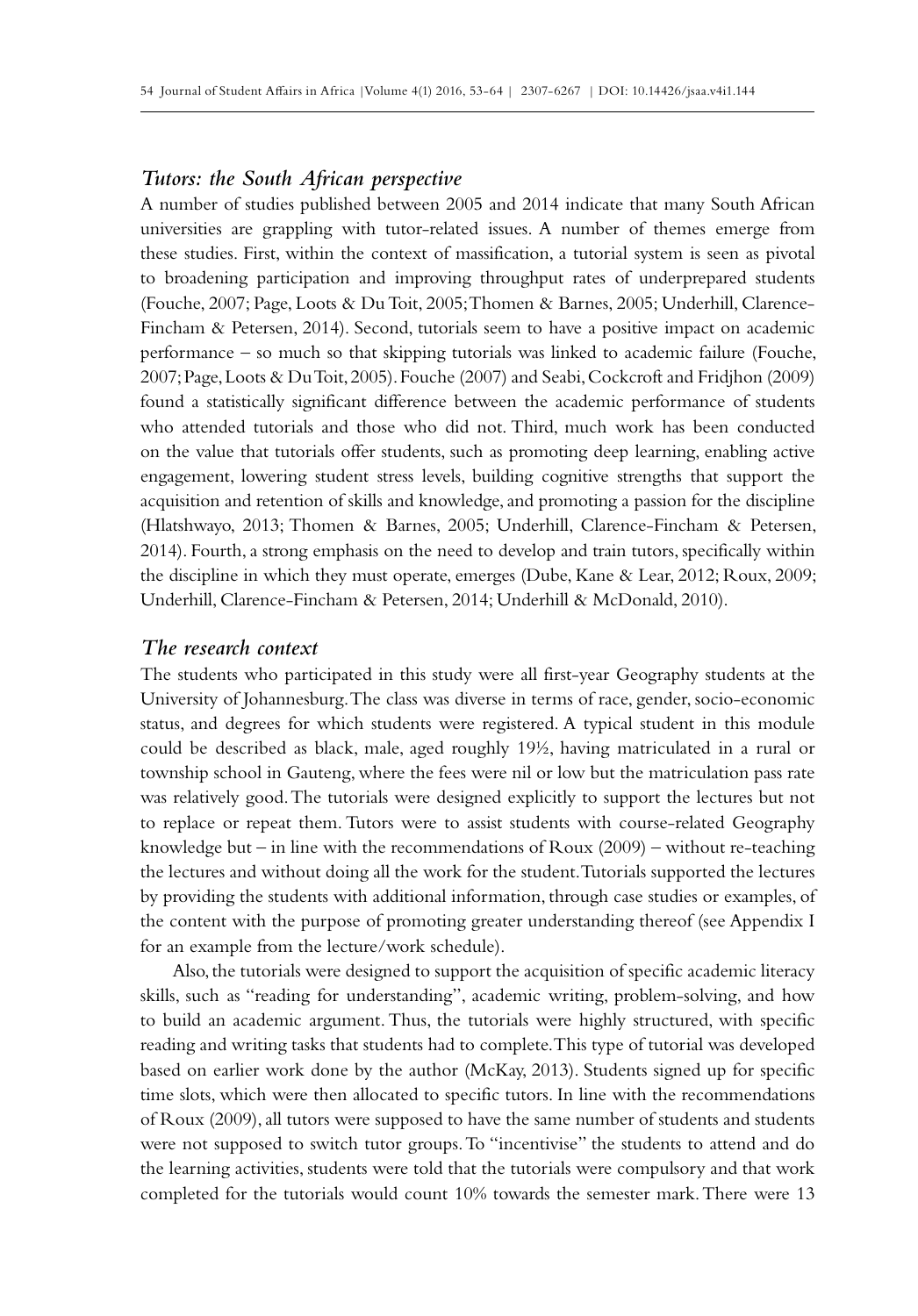### *Tutors: the South African perspective*

A number of studies published between 2005 and 2014 indicate that many South African universities are grappling with tutor-related issues. A number of themes emerge from these studies. First, within the context of massification, a tutorial system is seen as pivotal to broadening participation and improving throughput rates of underprepared students (Fouche, 2007; Page, Loots & Du Toit, 2005; Thomen & Barnes, 2005; Underhill, Clarence-Fincham & Petersen, 2014). Second, tutorials seem to have a positive impact on academic performance – so much so that skipping tutorials was linked to academic failure (Fouche, 2007; Page, Loots & Du Toit, 2005). Fouche (2007) and Seabi, Cockcroft and Fridjhon (2009) found a statistically significant difference between the academic performance of students who attended tutorials and those who did not. Third, much work has been conducted on the value that tutorials offer students, such as promoting deep learning, enabling active engagement, lowering student stress levels, building cognitive strengths that support the acquisition and retention of skills and knowledge, and promoting a passion for the discipline (Hlatshwayo, 2013; Thomen & Barnes, 2005; Underhill, Clarence-Fincham & Petersen, 2014). Fourth, a strong emphasis on the need to develop and train tutors, specifically within the discipline in which they must operate, emerges (Dube, Kane & Lear, 2012; Roux, 2009; Underhill, Clarence-Fincham & Petersen, 2014; Underhill & McDonald, 2010).

### *The research context*

The students who participated in this study were all first-year Geography students at the University of Johannesburg. The class was diverse in terms of race, gender, socio-economic status, and degrees for which students were registered. A typical student in this module could be described as black, male, aged roughly 19½, having matriculated in a rural or township school in Gauteng, where the fees were nil or low but the matriculation pass rate was relatively good. The tutorials were designed explicitly to support the lectures but not to replace or repeat them. Tutors were to assist students with course-related Geography knowledge but – in line with the recommendations of Roux (2009) – without re-teaching the lectures and without doing all the work for the student. Tutorials supported the lectures by providing the students with additional information, through case studies or examples, of the content with the purpose of promoting greater understanding thereof (see Appendix I for an example from the lecture/work schedule).

Also, the tutorials were designed to support the acquisition of specific academic literacy skills, such as "reading for understanding", academic writing, problem-solving, and how to build an academic argument. Thus, the tutorials were highly structured, with specific reading and writing tasks that students had to complete. This type of tutorial was developed based on earlier work done by the author (McKay, 2013). Students signed up for specific time slots, which were then allocated to specific tutors. In line with the recommendations of Roux (2009), all tutors were supposed to have the same number of students and students were not supposed to switch tutor groups. To "incentivise" the students to attend and do the learning activities, students were told that the tutorials were compulsory and that work completed for the tutorials would count 10% towards the semester mark. There were 13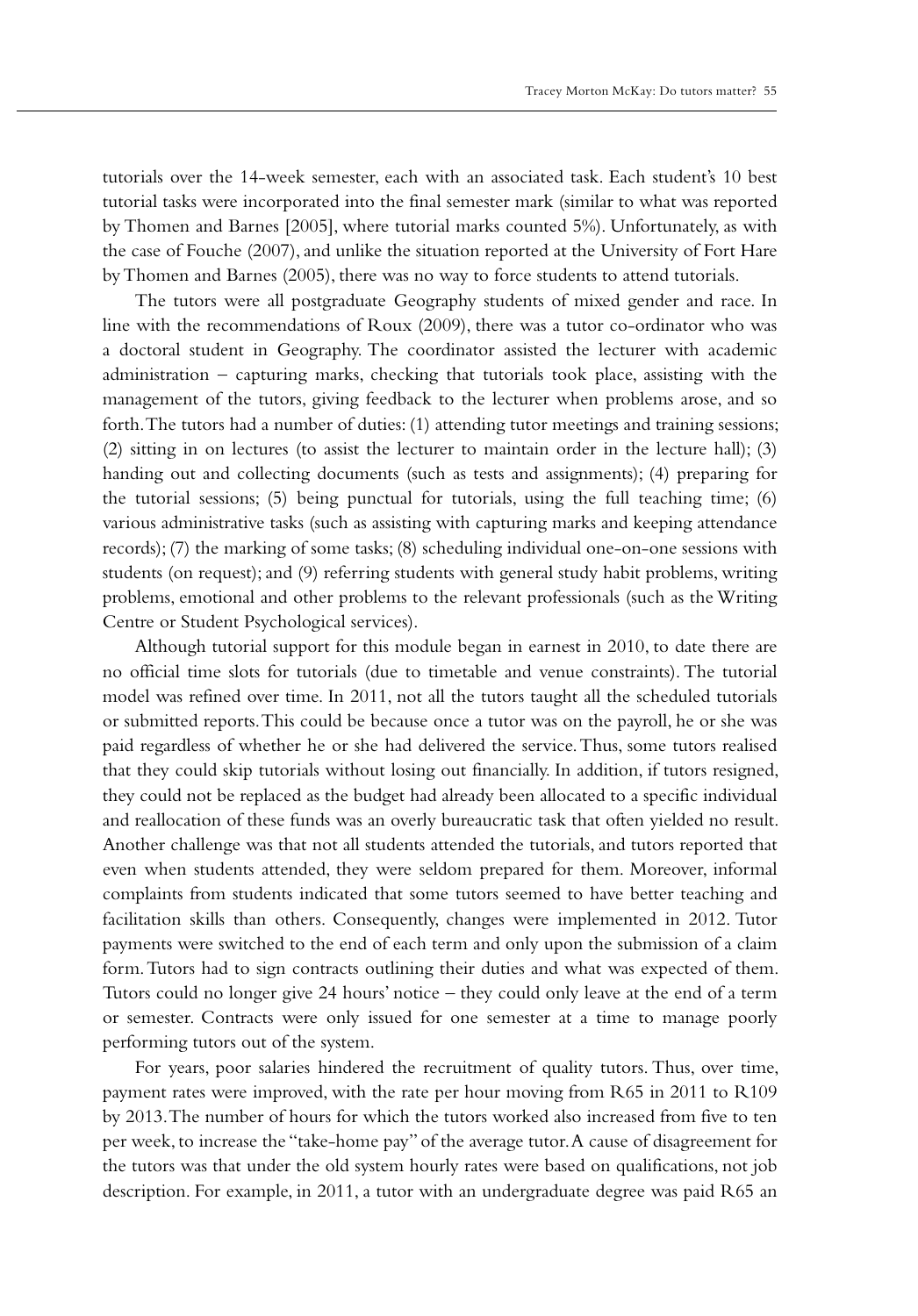tutorials over the 14-week semester, each with an associated task. Each student's 10 best tutorial tasks were incorporated into the final semester mark (similar to what was reported by Thomen and Barnes [2005], where tutorial marks counted 5%). Unfortunately, as with the case of Fouche (2007), and unlike the situation reported at the University of Fort Hare by Thomen and Barnes (2005), there was no way to force students to attend tutorials.

The tutors were all postgraduate Geography students of mixed gender and race. In line with the recommendations of Roux (2009), there was a tutor co-ordinator who was a doctoral student in Geography. The coordinator assisted the lecturer with academic administration – capturing marks, checking that tutorials took place, assisting with the management of the tutors, giving feedback to the lecturer when problems arose, and so forth. The tutors had a number of duties: (1) attending tutor meetings and training sessions; (2) sitting in on lectures (to assist the lecturer to maintain order in the lecture hall); (3) handing out and collecting documents (such as tests and assignments); (4) preparing for the tutorial sessions; (5) being punctual for tutorials, using the full teaching time; (6) various administrative tasks (such as assisting with capturing marks and keeping attendance records); (7) the marking of some tasks; (8) scheduling individual one-on-one sessions with students (on request); and (9) referring students with general study habit problems, writing problems, emotional and other problems to the relevant professionals (such as the Writing Centre or Student Psychological services).

Although tutorial support for this module began in earnest in 2010, to date there are no official time slots for tutorials (due to timetable and venue constraints). The tutorial model was refined over time. In 2011, not all the tutors taught all the scheduled tutorials or submitted reports. This could be because once a tutor was on the payroll, he or she was paid regardless of whether he or she had delivered the service. Thus, some tutors realised that they could skip tutorials without losing out financially. In addition, if tutors resigned, they could not be replaced as the budget had already been allocated to a specific individual and reallocation of these funds was an overly bureaucratic task that often yielded no result. Another challenge was that not all students attended the tutorials, and tutors reported that even when students attended, they were seldom prepared for them. Moreover, informal complaints from students indicated that some tutors seemed to have better teaching and facilitation skills than others. Consequently, changes were implemented in 2012. Tutor payments were switched to the end of each term and only upon the submission of a claim form. Tutors had to sign contracts outlining their duties and what was expected of them. Tutors could no longer give 24 hours' notice – they could only leave at the end of a term or semester. Contracts were only issued for one semester at a time to manage poorly performing tutors out of the system.

For years, poor salaries hindered the recruitment of quality tutors. Thus, over time, payment rates were improved, with the rate per hour moving from R65 in 2011 to R109 by 2013. The number of hours for which the tutors worked also increased from five to ten per week, to increase the "take-home pay" of the average tutor. A cause of disagreement for the tutors was that under the old system hourly rates were based on qualifications, not job description. For example, in 2011, a tutor with an undergraduate degree was paid R65 an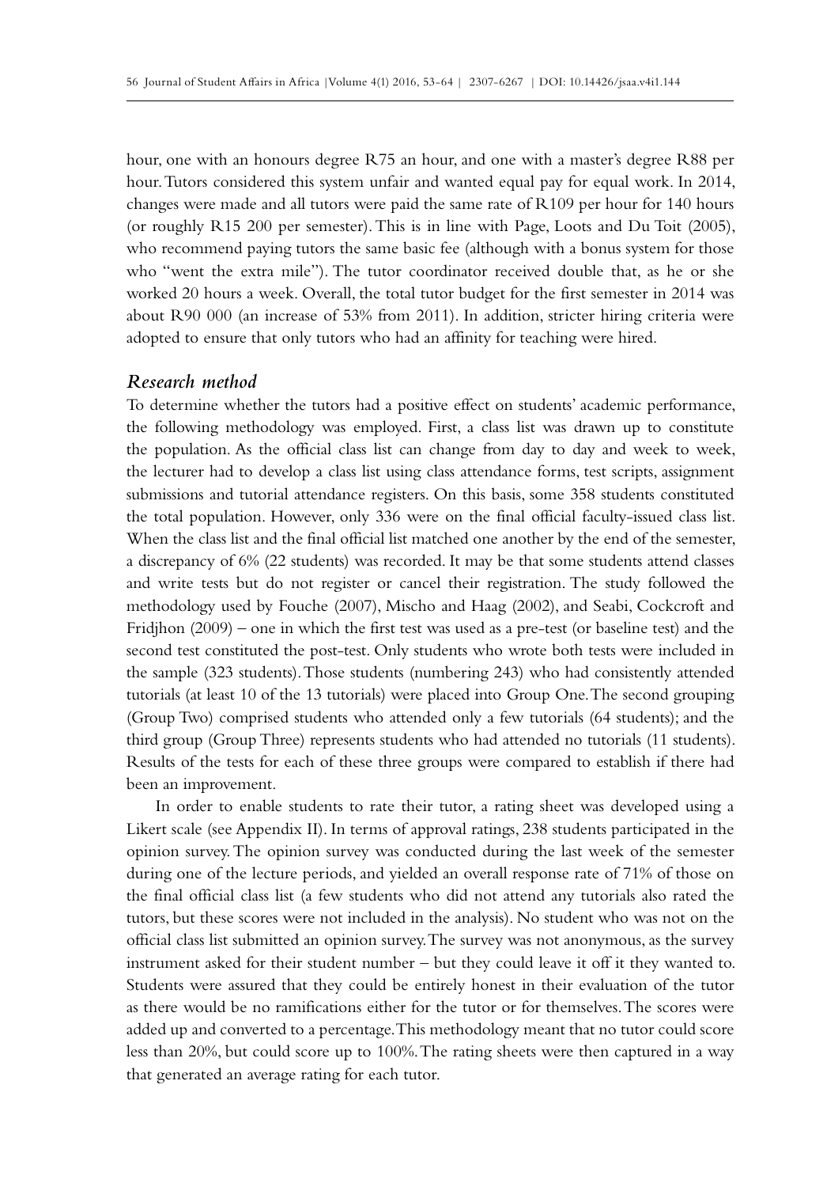hour, one with an honours degree R75 an hour, and one with a master's degree R88 per hour. Tutors considered this system unfair and wanted equal pay for equal work. In 2014, changes were made and all tutors were paid the same rate of R109 per hour for 140 hours (or roughly R15 200 per semester). This is in line with Page, Loots and Du Toit (2005), who recommend paying tutors the same basic fee (although with a bonus system for those who "went the extra mile"). The tutor coordinator received double that, as he or she worked 20 hours a week. Overall, the total tutor budget for the first semester in 2014 was about R90 000 (an increase of 53% from 2011). In addition, stricter hiring criteria were adopted to ensure that only tutors who had an affinity for teaching were hired.

### *Research method*

To determine whether the tutors had a positive effect on students' academic performance, the following methodology was employed. First, a class list was drawn up to constitute the population. As the official class list can change from day to day and week to week, the lecturer had to develop a class list using class attendance forms, test scripts, assignment submissions and tutorial attendance registers. On this basis, some 358 students constituted the total population. However, only 336 were on the final official faculty-issued class list. When the class list and the final official list matched one another by the end of the semester, a discrepancy of 6% (22 students) was recorded. It may be that some students attend classes and write tests but do not register or cancel their registration. The study followed the methodology used by Fouche (2007), Mischo and Haag (2002), and Seabi, Cockcroft and Fridjhon (2009) – one in which the first test was used as a pre-test (or baseline test) and the second test constituted the post-test. Only students who wrote both tests were included in the sample (323 students). Those students (numbering 243) who had consistently attended tutorials (at least 10 of the 13 tutorials) were placed into Group One. The second grouping (Group Two) comprised students who attended only a few tutorials (64 students); and the third group (Group Three) represents students who had attended no tutorials (11 students). Results of the tests for each of these three groups were compared to establish if there had been an improvement.

In order to enable students to rate their tutor, a rating sheet was developed using a Likert scale (see Appendix II). In terms of approval ratings, 238 students participated in the opinion survey. The opinion survey was conducted during the last week of the semester during one of the lecture periods, and yielded an overall response rate of 71% of those on the final official class list (a few students who did not attend any tutorials also rated the tutors, but these scores were not included in the analysis). No student who was not on the official class list submitted an opinion survey. The survey was not anonymous, as the survey instrument asked for their student number – but they could leave it off it they wanted to. Students were assured that they could be entirely honest in their evaluation of the tutor as there would be no ramifications either for the tutor or for themselves. The scores were added up and converted to a percentage. This methodology meant that no tutor could score less than 20%, but could score up to 100%. The rating sheets were then captured in a way that generated an average rating for each tutor.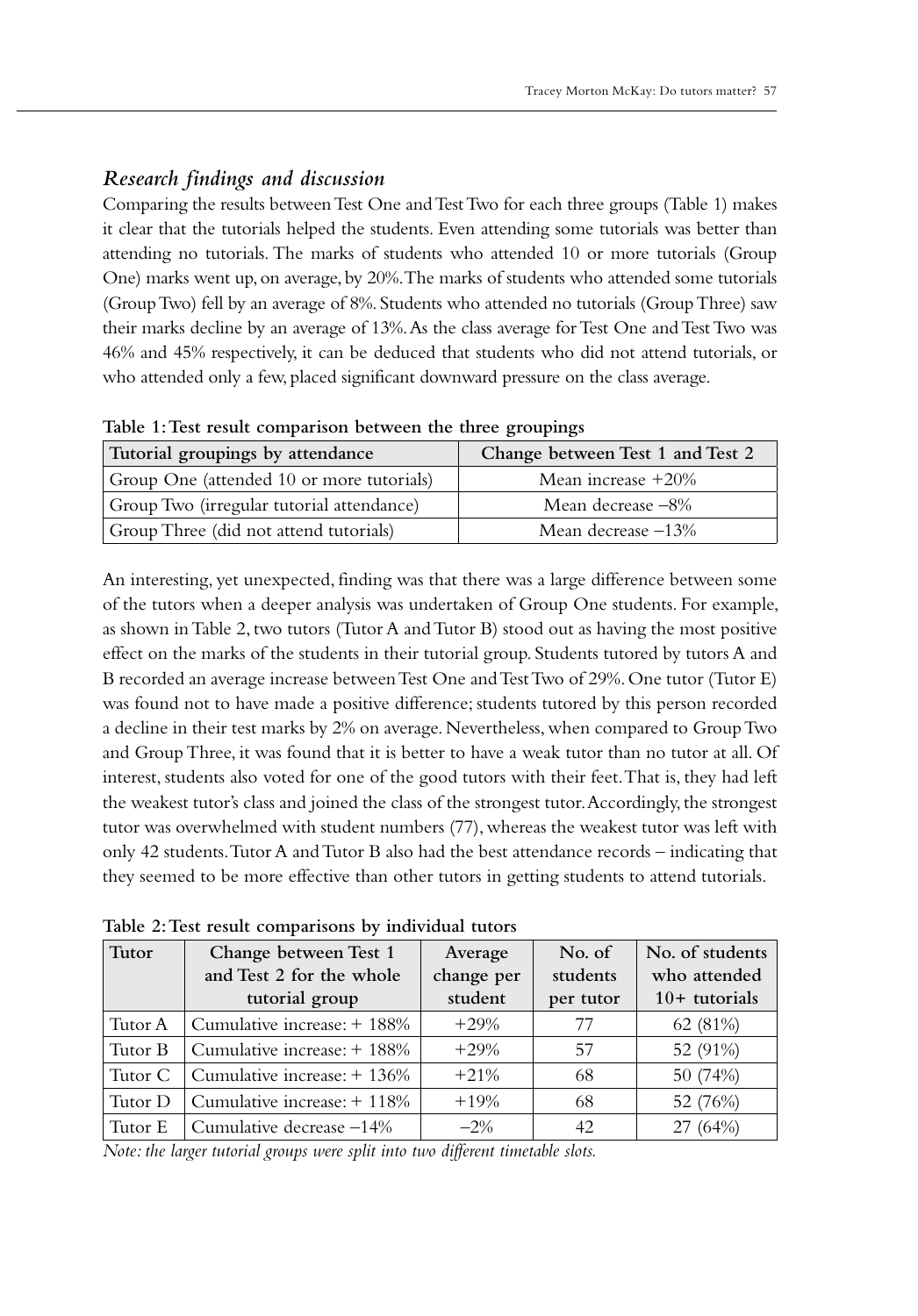## *Research findings and discussion*

Comparing the results between Test One and Test Two for each three groups (Table 1) makes it clear that the tutorials helped the students. Even attending some tutorials was better than attending no tutorials. The marks of students who attended 10 or more tutorials (Group One) marks went up, on average, by 20%. The marks of students who attended some tutorials (Group Two) fell by an average of 8%. Students who attended no tutorials (Group Three) saw their marks decline by an average of 13%. As the class average for Test One and Test Two was 46% and 45% respectively, it can be deduced that students who did not attend tutorials, or who attended only a few, placed significant downward pressure on the class average.

**Table 1: Test result comparison between the three groupings**

| Tutorial groupings by attendance | Change between Test 1 and Test 2 |
|---|---|
| Group One (attended 10 or more tutorials) | Mean increase +20% |
| Group Two (irregular tutorial attendance) | Mean decrease –8% |
| Group Three (did not attend tutorials) | Mean decrease –13% |

An interesting, yet unexpected, finding was that there was a large difference between some of the tutors when a deeper analysis was undertaken of Group One students. For example, as shown in Table 2, two tutors (Tutor A and Tutor B) stood out as having the most positive effect on the marks of the students in their tutorial group. Students tutored by tutors A and B recorded an average increase between Test One and Test Two of 29%. One tutor (Tutor E) was found not to have made a positive difference; students tutored by this person recorded a decline in their test marks by 2% on average. Nevertheless, when compared to Group Two and Group Three, it was found that it is better to have a weak tutor than no tutor at all. Of interest, students also voted for one of the good tutors with their feet. That is, they had left the weakest tutor's class and joined the class of the strongest tutor. Accordingly, the strongest tutor was overwhelmed with student numbers (77), whereas the weakest tutor was left with only 42 students. Tutor A and Tutor B also had the best attendance records – indicating that they seemed to be more effective than other tutors in getting students to attend tutorials.

**Table 2: Test result comparisons by individual tutors**

| Tutor | Change between Test 1 and Test 2 for the whole tutorial group | Average change per student | No. of students per tutor | No. of students who attended 10+ tutorials |
|---|---|---|---|---|
| Tutor A | Cumulative increase: + 188% | +29% | 77 | 62 (81%) |
| Tutor B | Cumulative increase: + 188% | +29% | 57 | 52 (91%) |
| Tutor C | Cumulative increase: + 136% | +21% | 68 | 50 (74%) |
| Tutor D | Cumulative increase: + 118% | +19% | 68 | 52 (76%) |
| Tutor E | Cumulative decrease –14% | –2% | 42 | 27 (64%) |

*Note: the larger tutorial groups were split into two different timetable slots.*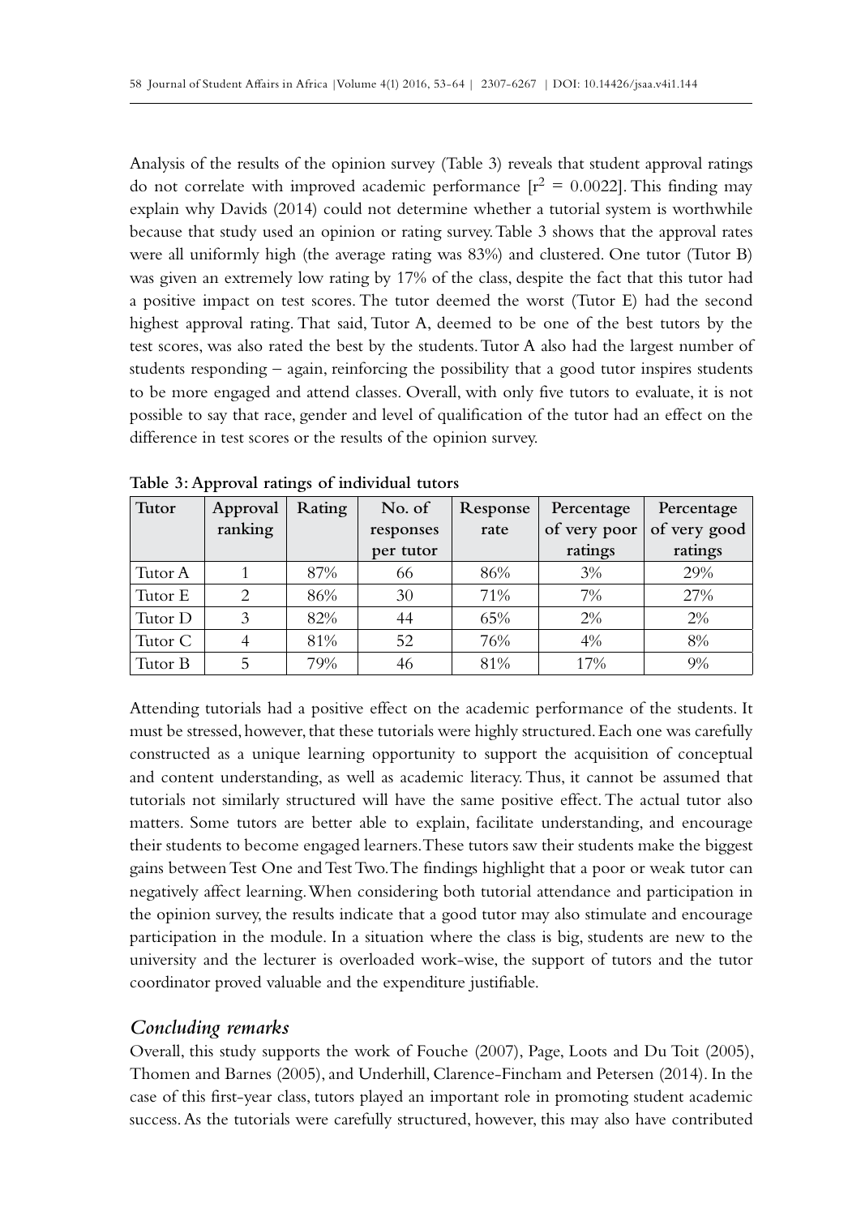Analysis of the results of the opinion survey (Table 3) reveals that student approval ratings do not correlate with improved academic performance [$r^2 = 0.0022$]. This finding may explain why Davids (2014) could not determine whether a tutorial system is worthwhile because that study used an opinion or rating survey. Table 3 shows that the approval rates were all uniformly high (the average rating was 83%) and clustered. One tutor (Tutor B) was given an extremely low rating by 17% of the class, despite the fact that this tutor had a positive impact on test scores. The tutor deemed the worst (Tutor E) had the second highest approval rating. That said, Tutor A, deemed to be one of the best tutors by the test scores, was also rated the best by the students. Tutor A also had the largest number of students responding – again, reinforcing the possibility that a good tutor inspires students to be more engaged and attend classes. Overall, with only five tutors to evaluate, it is not possible to say that race, gender and level of qualification of the tutor had an effect on the difference in test scores or the results of the opinion survey.

**Table 3: Approval ratings of individual tutors**

| Tutor | Approval ranking | Rating | No. of responses per tutor | Response rate | Percentage of very poor ratings | Percentage of very good ratings |
|---|---|---|---|---|---|---|
| Tutor A | 1 | 87% | 66 | 86% | 3% | 29% |
| Tutor E | 2 | 86% | 30 | 71% | 7% | 27% |
| Tutor D | 3 | 82% | 44 | 65% | 2% | 2% |
| Tutor C | 4 | 81% | 52 | 76% | 4% | 8% |
| Tutor B | 5 | 79% | 46 | 81% | 17% | 9% |

Attending tutorials had a positive effect on the academic performance of the students. It must be stressed, however, that these tutorials were highly structured. Each one was carefully constructed as a unique learning opportunity to support the acquisition of conceptual and content understanding, as well as academic literacy. Thus, it cannot be assumed that tutorials not similarly structured will have the same positive effect. The actual tutor also matters. Some tutors are better able to explain, facilitate understanding, and encourage their students to become engaged learners. These tutors saw their students make the biggest gains between Test One and Test Two. The findings highlight that a poor or weak tutor can negatively affect learning. When considering both tutorial attendance and participation in the opinion survey, the results indicate that a good tutor may also stimulate and encourage participation in the module. In a situation where the class is big, students are new to the university and the lecturer is overloaded work-wise, the support of tutors and the tutor coordinator proved valuable and the expenditure justifiable.

## *Concluding remarks*

Overall, this study supports the work of Fouche (2007), Page, Loots and Du Toit (2005), Thomen and Barnes (2005), and Underhill, Clarence-Fincham and Petersen (2014). In the case of this first-year class, tutors played an important role in promoting student academic success. As the tutorials were carefully structured, however, this may also have contributed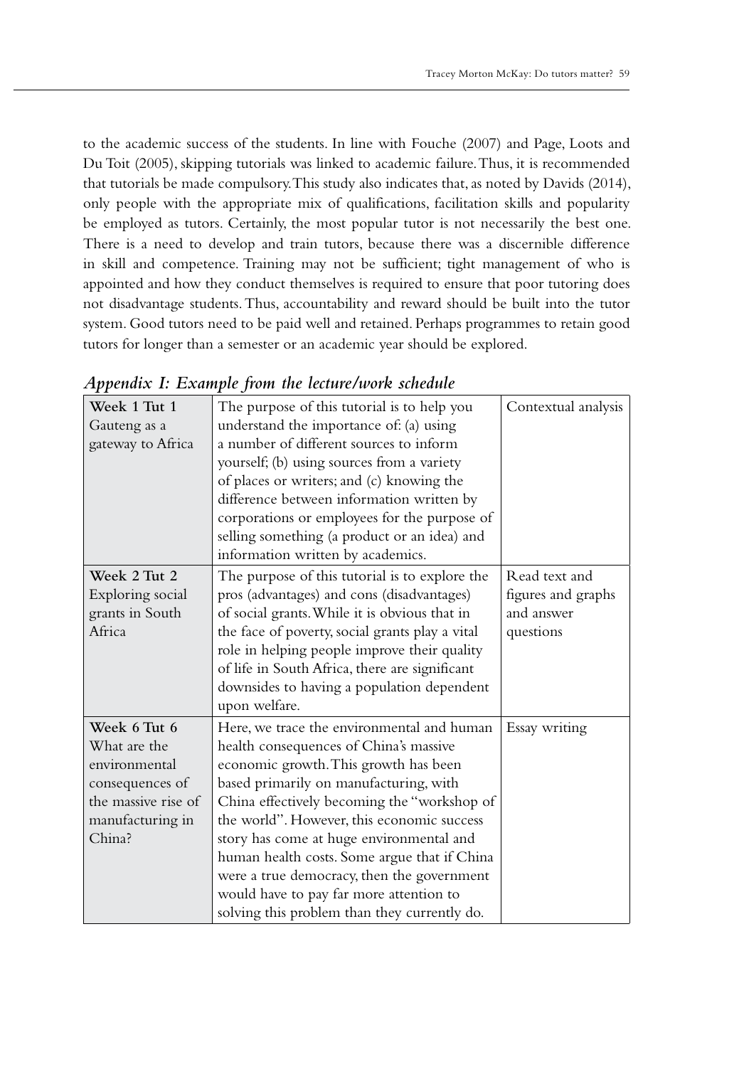to the academic success of the students. In line with Fouche (2007) and Page, Loots and Du Toit (2005), skipping tutorials was linked to academic failure. Thus, it is recommended that tutorials be made compulsory. This study also indicates that, as noted by Davids (2014), only people with the appropriate mix of qualifications, facilitation skills and popularity be employed as tutors. Certainly, the most popular tutor is not necessarily the best one. There is a need to develop and train tutors, because there was a discernible difference in skill and competence. Training may not be sufficient; tight management of who is appointed and how they conduct themselves is required to ensure that poor tutoring does not disadvantage students. Thus, accountability and reward should be built into the tutor system. Good tutors need to be paid well and retained. Perhaps programmes to retain good tutors for longer than a semester or an academic year should be explored.

## *Appendix I: Example from the lecture/work schedule*

| | | |
|---|---|---|
| **Week 1 Tut 1** Gauteng as a gateway to Africa | The purpose of this tutorial is to help you understand the importance of: (a) using a number of different sources to inform yourself; (b) using sources from a variety of places or writers; and (c) knowing the difference between information written by corporations or employees for the purpose of selling something (a product or an idea) and information written by academics. | Contextual analysis |
| **Week 2 Tut 2** Exploring social grants in South Africa | The purpose of this tutorial is to explore the pros (advantages) and cons (disadvantages) of social grants. While it is obvious that in the face of poverty, social grants play a vital role in helping people improve their quality of life in South Africa, there are significant downsides to having a population dependent upon welfare. | Read text and figures and graphs and answer questions |
| **Week 6 Tut 6** What are the environmental consequences of the massive rise of manufacturing in China? | Here, we trace the environmental and human health consequences of China's massive economic growth. This growth has been based primarily on manufacturing, with China effectively becoming the "workshop of the world". However, this economic success story has come at huge environmental and human health costs. Some argue that if China were a true democracy, then the government would have to pay far more attention to solving this problem than they currently do. | Essay writing |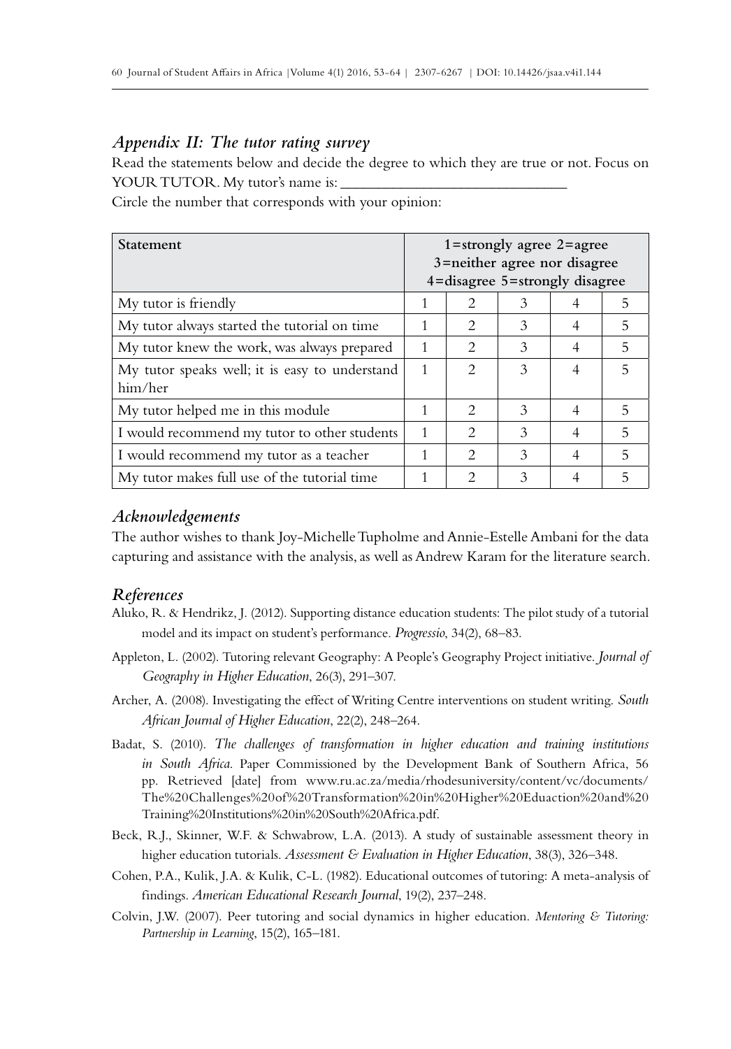## Appendix II: The tutor rating survey

Read the statements below and decide the degree to which they are true or not. Focus on YOUR TUTOR. My tutor's name is: ______________________________

Circle the number that corresponds with your opinion:

| Statement | 1=strongly agree 2=agree 3=neither agree nor disagree 4=disagree 5=strongly disagree | | | | |
|---|---|---|---|---|---|
| My tutor is friendly | 1 | 2 | 3 | 4 | 5 |
| My tutor always started the tutorial on time | 1 | 2 | 3 | 4 | 5 |
| My tutor knew the work, was always prepared | 1 | 2 | 3 | 4 | 5 |
| My tutor speaks well; it is easy to understand him/her | 1 | 2 | 3 | 4 | 5 |
| My tutor helped me in this module | 1 | 2 | 3 | 4 | 5 |
| I would recommend my tutor to other students | 1 | 2 | 3 | 4 | 5 |
| I would recommend my tutor as a teacher | 1 | 2 | 3 | 4 | 5 |
| My tutor makes full use of the tutorial time | 1 | 2 | 3 | 4 | 5 |

## Acknowledgements

The author wishes to thank Joy-Michelle Tupholme and Annie-Estelle Ambani for the data capturing and assistance with the analysis, as well as Andrew Karam for the literature search.

## References

Aluko, R. & Hendrikz, J. (2012). Supporting distance education students: The pilot study of a tutorial model and its impact on student's performance. *Progressio*, 34(2), 68–83.

Appleton, L. (2002). Tutoring relevant Geography: A People's Geography Project initiative. *Journal of Geography in Higher Education*, 26(3), 291–307.

Archer, A. (2008). Investigating the effect of Writing Centre interventions on student writing. *South African Journal of Higher Education*, 22(2), 248–264.

Badat, S. (2010). *The challenges of transformation in higher education and training institutions in South Africa.* Paper Commissioned by the Development Bank of Southern Africa, 56 pp. Retrieved [date] from www.ru.ac.za/media/rhodesuniversity/content/vc/documents/The%20Challenges%20of%20Transformation%20in%20Higher%20Eduaction%20and%20Training%20Institutions%20in%20South%20Africa.pdf.

Beck, R.J., Skinner, W.F. & Schwabrow, L.A. (2013). A study of sustainable assessment theory in higher education tutorials. *Assessment & Evaluation in Higher Education*, 38(3), 326–348.

Cohen, P.A., Kulik, J.A. & Kulik, C-L. (1982). Educational outcomes of tutoring: A meta-analysis of findings. *American Educational Research Journal*, 19(2), 237–248.

Colvin, J.W. (2007). Peer tutoring and social dynamics in higher education. *Mentoring & Tutoring: Partnership in Learning*, 15(2), 165–181.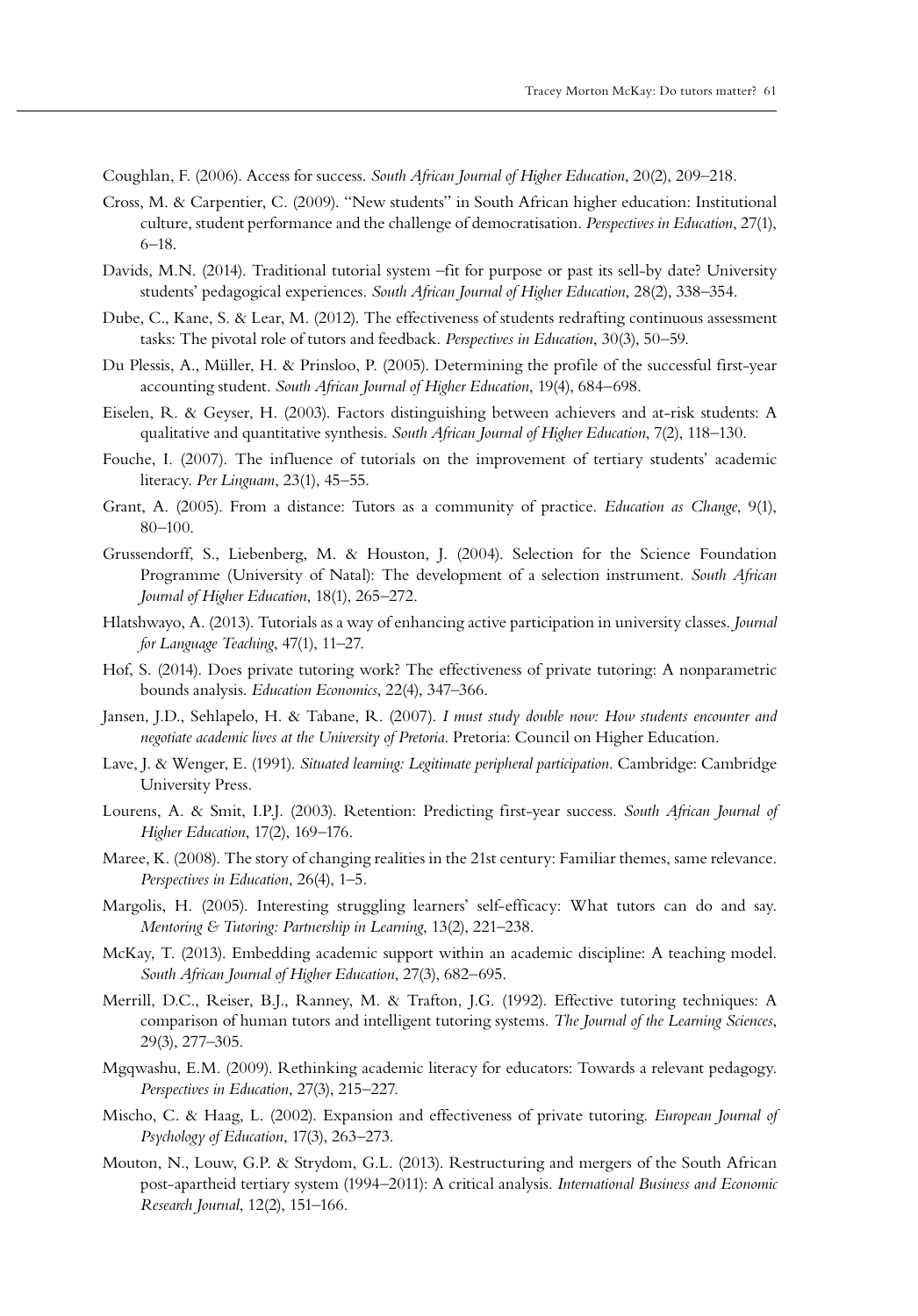Coughlan, F. (2006). Access for success. *South African Journal of Higher Education*, 20(2), 209–218.

Cross, M. & Carpentier, C. (2009). "New students" in South African higher education: Institutional culture, student performance and the challenge of democratisation. *Perspectives in Education*, 27(1), 6–18.

Davids, M.N. (2014). Traditional tutorial system –fit for purpose or past its sell-by date? University students' pedagogical experiences. *South African Journal of Higher Education*, 28(2), 338–354.

Dube, C., Kane, S. & Lear, M. (2012). The effectiveness of students redrafting continuous assessment tasks: The pivotal role of tutors and feedback. *Perspectives in Education*, 30(3), 50–59.

Du Plessis, A., Müller, H. & Prinsloo, P. (2005). Determining the profile of the successful first-year accounting student. *South African Journal of Higher Education*, 19(4), 684–698.

Eiselen, R. & Geyser, H. (2003). Factors distinguishing between achievers and at-risk students: A qualitative and quantitative synthesis. *South African Journal of Higher Education*, 7(2), 118–130.

Fouche, I. (2007). The influence of tutorials on the improvement of tertiary students' academic literacy. *Per Linguam*, 23(1), 45–55.

Grant, A. (2005). From a distance: Tutors as a community of practice. *Education as Change*, 9(1), 80–100.

Grussendorff, S., Liebenberg, M. & Houston, J. (2004). Selection for the Science Foundation Programme (University of Natal): The development of a selection instrument. *South African Journal of Higher Education*, 18(1), 265–272.

Hlatshwayo, A. (2013). Tutorials as a way of enhancing active participation in university classes. *Journal for Language Teaching*, 47(1), 11–27.

Hof, S. (2014). Does private tutoring work? The effectiveness of private tutoring: A nonparametric bounds analysis. *Education Economics*, 22(4), 347–366.

Jansen, J.D., Sehlapelo, H. & Tabane, R. (2007). *I must study double now: How students encounter and negotiate academic lives at the University of Pretoria*. Pretoria: Council on Higher Education.

Lave, J. & Wenger, E. (1991). *Situated learning: Legitimate peripheral participation*. Cambridge: Cambridge University Press.

Lourens, A. & Smit, I.P.J. (2003). Retention: Predicting first-year success. *South African Journal of Higher Education*, 17(2), 169–176.

Maree, K. (2008). The story of changing realities in the 21st century: Familiar themes, same relevance. *Perspectives in Education*, 26(4), 1–5.

Margolis, H. (2005). Interesting struggling learners' self-efficacy: What tutors can do and say. *Mentoring & Tutoring: Partnership in Learning*, 13(2), 221–238.

McKay, T. (2013). Embedding academic support within an academic discipline: A teaching model. *South African Journal of Higher Education*, 27(3), 682–695.

Merrill, D.C., Reiser, B.J., Ranney, M. & Trafton, J.G. (1992). Effective tutoring techniques: A comparison of human tutors and intelligent tutoring systems. *The Journal of the Learning Sciences*, 29(3), 277–305.

Mgqwashu, E.M. (2009). Rethinking academic literacy for educators: Towards a relevant pedagogy. *Perspectives in Education*, 27(3), 215–227.

Mischo, C. & Haag, L. (2002). Expansion and effectiveness of private tutoring. *European Journal of Psychology of Education*, 17(3), 263–273.

Mouton, N., Louw, G.P. & Strydom, G.L. (2013). Restructuring and mergers of the South African post-apartheid tertiary system (1994–2011): A critical analysis. *International Business and Economic Research Journal*, 12(2), 151–166.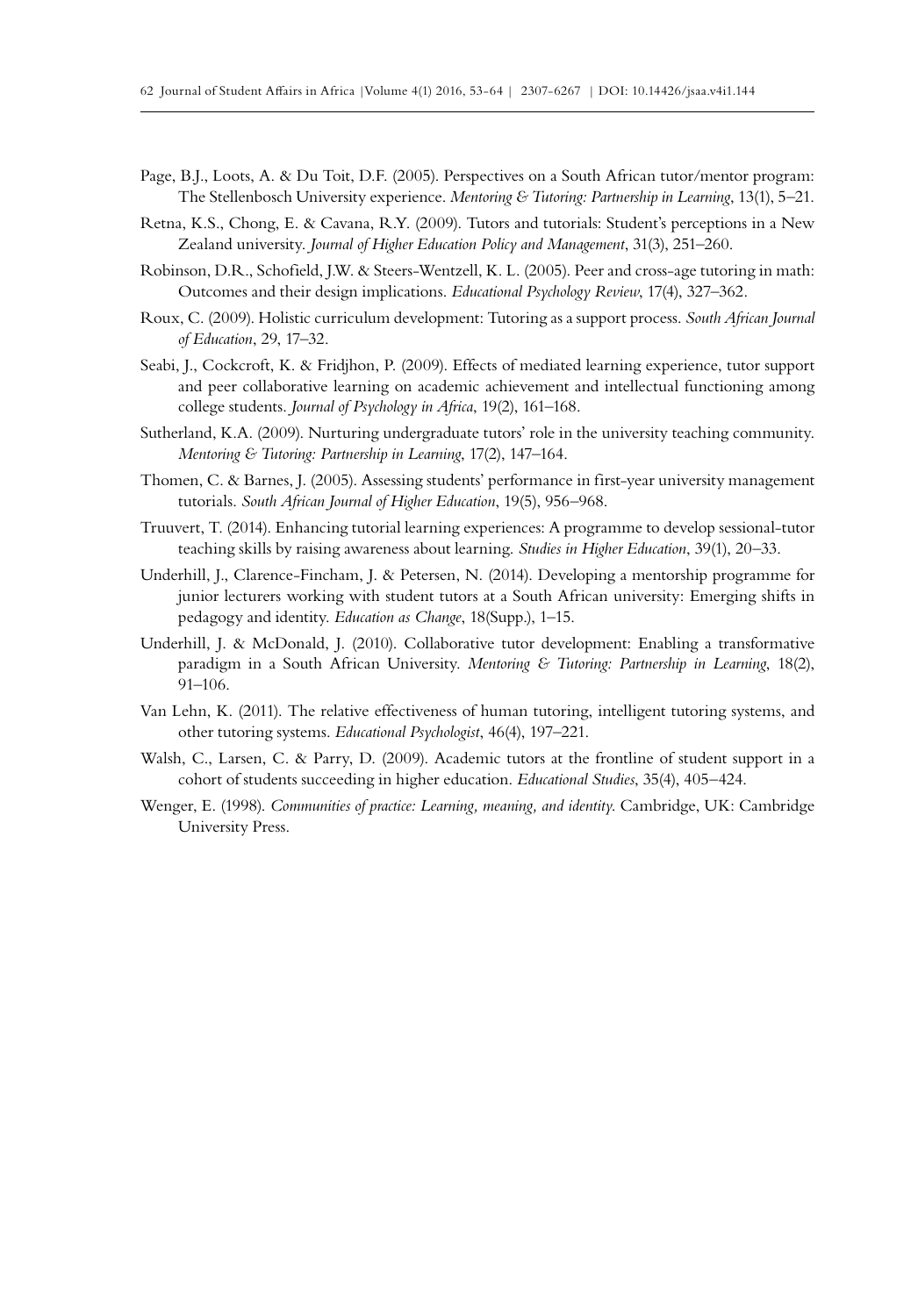Page, B.J., Loots, A. & Du Toit, D.F. (2005). Perspectives on a South African tutor/mentor program: The Stellenbosch University experience. *Mentoring & Tutoring: Partnership in Learning*, 13(1), 5–21.

Retna, K.S., Chong, E. & Cavana, R.Y. (2009). Tutors and tutorials: Student's perceptions in a New Zealand university. *Journal of Higher Education Policy and Management*, 31(3), 251–260.

Robinson, D.R., Schofield, J.W. & Steers-Wentzell, K. L. (2005). Peer and cross-age tutoring in math: Outcomes and their design implications. *Educational Psychology Review*, 17(4), 327–362.

Roux, C. (2009). Holistic curriculum development: Tutoring as a support process. *South African Journal of Education*, 29, 17–32.

Seabi, J., Cockcroft, K. & Fridjhon, P. (2009). Effects of mediated learning experience, tutor support and peer collaborative learning on academic achievement and intellectual functioning among college students. *Journal of Psychology in Africa*, 19(2), 161–168.

Sutherland, K.A. (2009). Nurturing undergraduate tutors' role in the university teaching community. *Mentoring & Tutoring: Partnership in Learning*, 17(2), 147–164.

Thomen, C. & Barnes, J. (2005). Assessing students' performance in first-year university management tutorials. *South African Journal of Higher Education*, 19(5), 956–968.

Truuvert, T. (2014). Enhancing tutorial learning experiences: A programme to develop sessional-tutor teaching skills by raising awareness about learning. *Studies in Higher Education*, 39(1), 20–33.

Underhill, J., Clarence-Fincham, J. & Petersen, N. (2014). Developing a mentorship programme for junior lecturers working with student tutors at a South African university: Emerging shifts in pedagogy and identity. *Education as Change*, 18(Supp.), 1–15.

Underhill, J. & McDonald, J. (2010). Collaborative tutor development: Enabling a transformative paradigm in a South African University. *Mentoring & Tutoring: Partnership in Learning*, 18(2), 91–106.

Van Lehn, K. (2011). The relative effectiveness of human tutoring, intelligent tutoring systems, and other tutoring systems. *Educational Psychologist*, 46(4), 197–221.

Walsh, C., Larsen, C. & Parry, D. (2009). Academic tutors at the frontline of student support in a cohort of students succeeding in higher education. *Educational Studies*, 35(4), 405–424.

Wenger, E. (1998). *Communities of practice: Learning, meaning, and identity.* Cambridge, UK: Cambridge University Press.